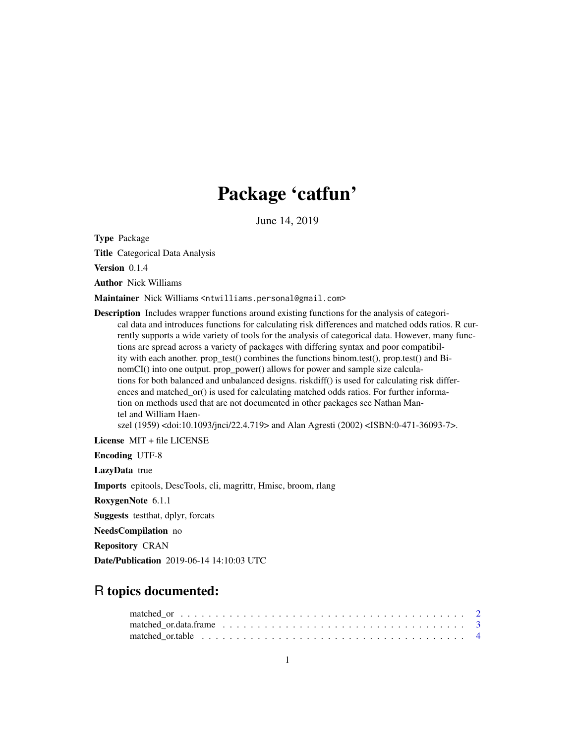# Package 'catfun'

June 14, 2019

**Type** Package

**Title** Categorical Data Analysis

**Version** 0.1.4

**Author** Nick Williams

**Maintainer** Nick Williams <ntwilliams.personal@gmail.com>

**Description** Includes wrapper functions around existing functions for the analysis of categorical data and introduces functions for calculating risk differences and matched odds ratios. R currently supports a wide variety of tools for the analysis of categorical data. However, many functions are spread across a variety of packages with differing syntax and poor compatibility with each another. prop_test() combines the functions binom.test(), prop.test() and BinomCI() into one output. prop_power() allows for power and sample size calculations for both balanced and unbalanced designs. riskdiff() is used for calculating risk differences and matched_or() is used for calculating matched odds ratios. For further information on methods used that are not documented in other packages see Nathan Mantel and William Haenszel (1959) <doi:10.1093/jnci/22.4.719> and Alan Agresti (2002) <ISBN:0-471-36093-7>.

**License** MIT + file LICENSE

**Encoding** UTF-8

**LazyData** true

**Imports** epitools, DescTools, cli, magrittr, Hmisc, broom, rlang

**RoxygenNote** 6.1.1

**Suggests** testthat, dplyr, forcats

**NeedsCompilation** no

**Repository** CRAN

**Date/Publication** 2019-06-14 14:10:03 UTC

## R topics documented:

matched_or . . . . . . . . . . . . . . . . . . . . . . . . . . . . . . . . . . . . . . . . . 2
matched_or.data.frame . . . . . . . . . . . . . . . . . . . . . . . . . . . . . . . . . . . 3
matched_or.table . . . . . . . . . . . . . . . . . . . . . . . . . . . . . . . . . . . . . . 4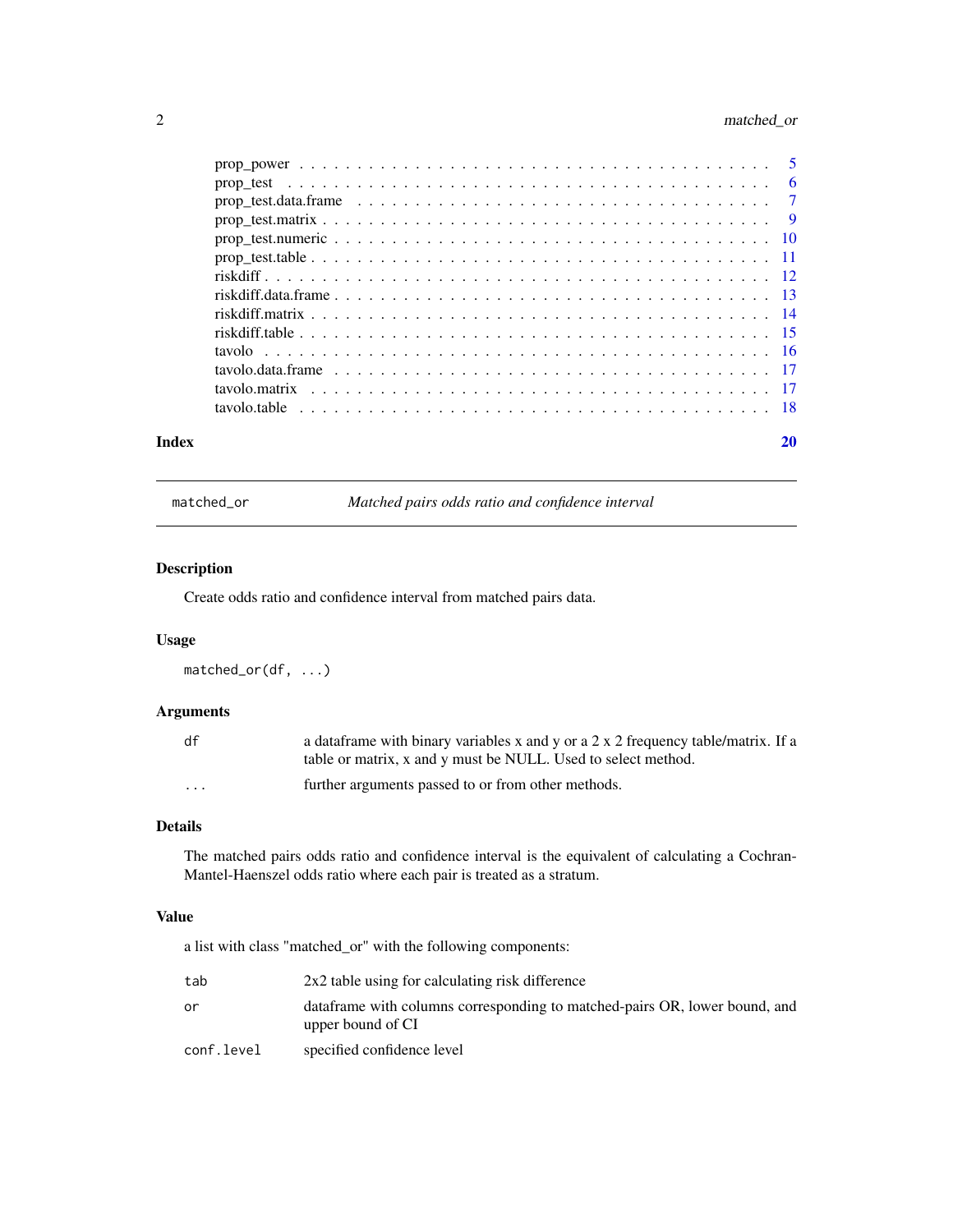| | |
|---|---|
| prop_power | 5 |
| prop_test | 6 |
| prop_test.data.frame | 7 |
| prop_test.matrix | 9 |
| prop_test.numeric | 10 |
| prop_test.table | 11 |
| riskdiff | 12 |
| riskdiff.data.frame | 13 |
| riskdiff.matrix | 14 |
| riskdiff.table | 15 |
| tavolo | 16 |
| tavolo.data.frame | 17 |
| tavolo.matrix | 17 |
| tavolo.table | 18 |

**Index** **20**

---

## matched_or — *Matched pairs odds ratio and confidence interval*

---

### Description

Create odds ratio and confidence interval from matched pairs data.

### Usage

```
matched_or(df, ...)
```

### Arguments

| | |
|---|---|
| `df` | a dataframe with binary variables x and y or a 2 x 2 frequency table/matrix. If a table or matrix, x and y must be NULL. Used to select method. |
| `...` | further arguments passed to or from other methods. |

### Details

The matched pairs odds ratio and confidence interval is the equivalent of calculating a Cochran-Mantel-Haenszel odds ratio where each pair is treated as a stratum.

### Value

a list with class "matched_or" with the following components:

| | |
|---|---|
| `tab` | 2x2 table using for calculating risk difference |
| `or` | dataframe with columns corresponding to matched-pairs OR, lower bound, and upper bound of CI |
| `conf.level` | specified confidence level |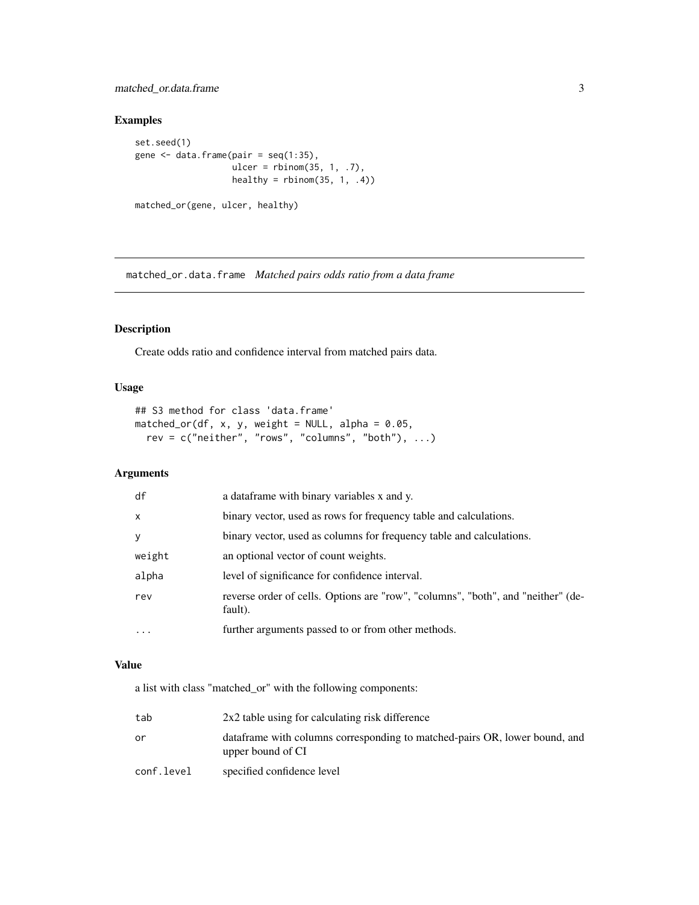## Examples

```
set.seed(1)
gene <- data.frame(pair = seq(1:35),
                   ulcer = rbinom(35, 1, .7),
                   healthy = rbinom(35, 1, .4))

matched_or(gene, ulcer, healthy)
```

---

# matched_or.data.frame *Matched pairs odds ratio from a data frame*

---

## Description

Create odds ratio and confidence interval from matched pairs data.

## Usage

```
## S3 method for class 'data.frame'
matched_or(df, x, y, weight = NULL, alpha = 0.05,
  rev = c("neither", "rows", "columns", "both"), ...)
```

## Arguments

| | |
|---|---|
| `df` | a dataframe with binary variables x and y. |
| `x` | binary vector, used as rows for frequency table and calculations. |
| `y` | binary vector, used as columns for frequency table and calculations. |
| `weight` | an optional vector of count weights. |
| `alpha` | level of significance for confidence interval. |
| `rev` | reverse order of cells. Options are "row", "columns", "both", and "neither" (default). |
| `...` | further arguments passed to or from other methods. |

## Value

a list with class "matched_or" with the following components:

| | |
|---|---|
| `tab` | 2x2 table using for calculating risk difference |
| `or` | dataframe with columns corresponding to matched-pairs OR, lower bound, and upper bound of CI |
| `conf.level` | specified confidence level |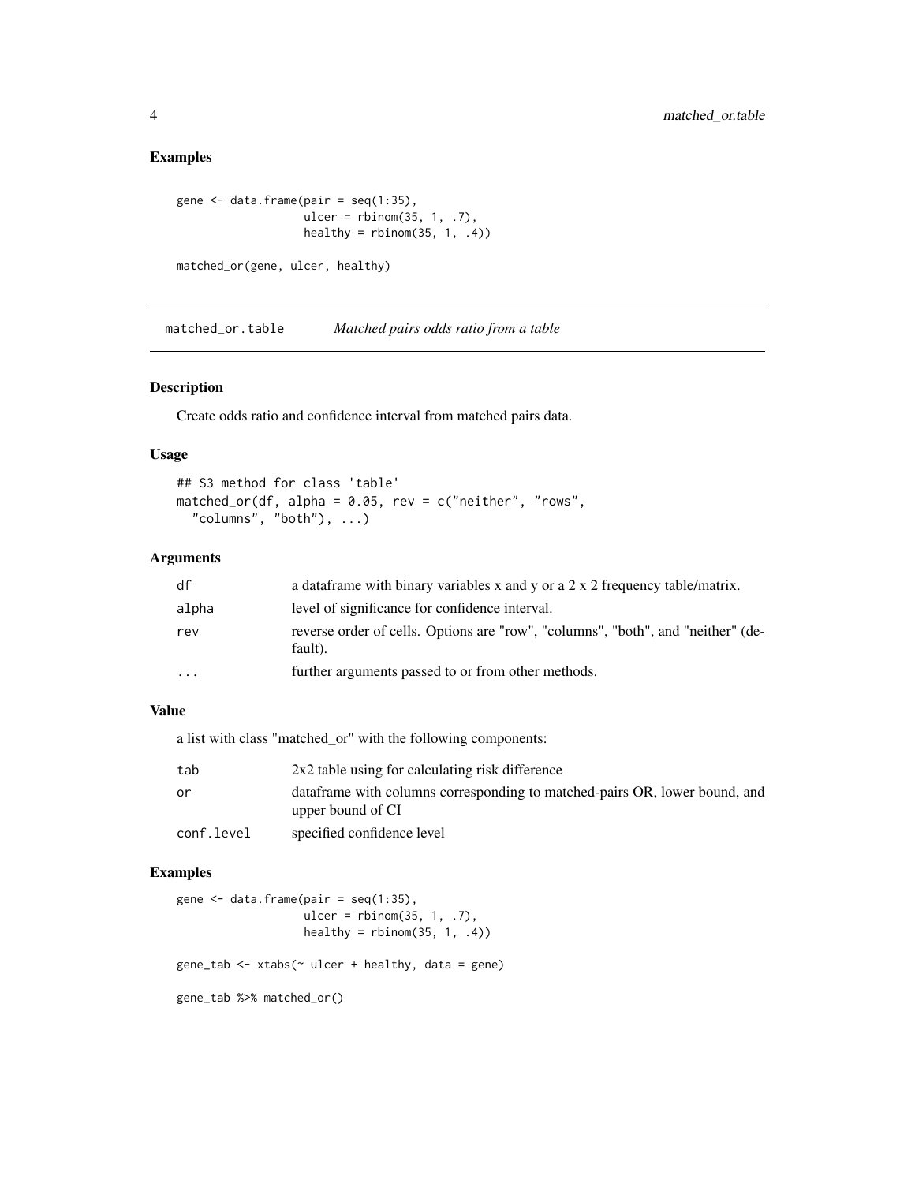## Examples

```
gene <- data.frame(pair = seq(1:35),
                   ulcer = rbinom(35, 1, .7),
                   healthy = rbinom(35, 1, .4))

matched_or(gene, ulcer, healthy)
```

---

## matched_or.table *Matched pairs odds ratio from a table*

### Description

Create odds ratio and confidence interval from matched pairs data.

### Usage

```
## S3 method for class 'table'
matched_or(df, alpha = 0.05, rev = c("neither", "rows",
  "columns", "both"), ...)
```

### Arguments

| | |
|---|---|
| df | a dataframe with binary variables x and y or a 2 x 2 frequency table/matrix. |
| alpha | level of significance for confidence interval. |
| rev | reverse order of cells. Options are "row", "columns", "both", and "neither" (default). |
| ... | further arguments passed to or from other methods. |

### Value

a list with class "matched_or" with the following components:

| | |
|---|---|
| tab | 2x2 table using for calculating risk difference |
| or | dataframe with columns corresponding to matched-pairs OR, lower bound, and upper bound of CI |
| conf.level | specified confidence level |

### Examples

```
gene <- data.frame(pair = seq(1:35),
                   ulcer = rbinom(35, 1, .7),
                   healthy = rbinom(35, 1, .4))

gene_tab <- xtabs(~ ulcer + healthy, data = gene)

gene_tab %>% matched_or()
```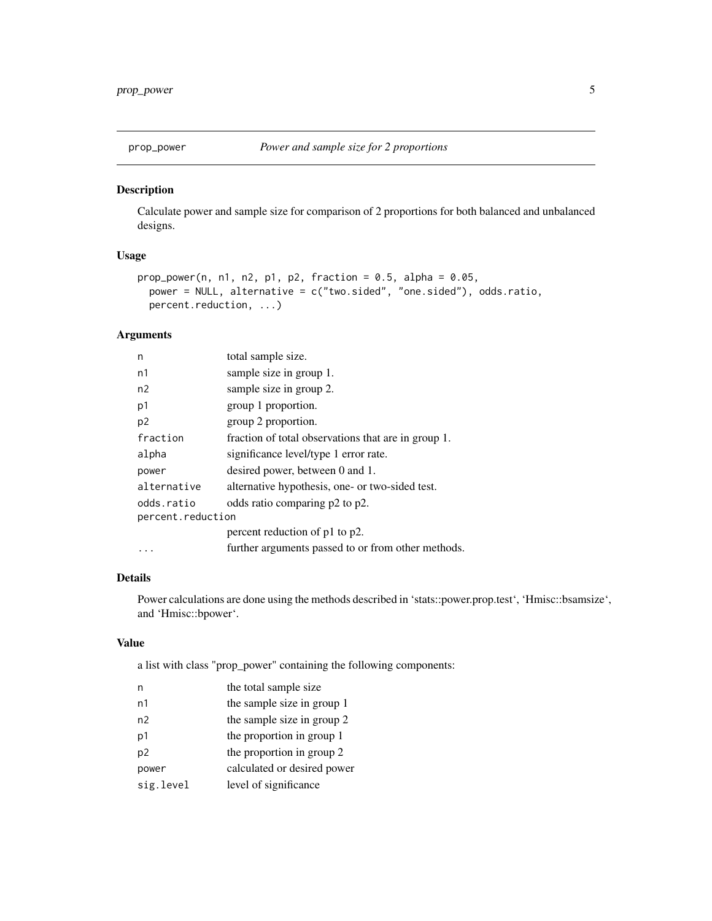## prop_power — *Power and sample size for 2 proportions*

### Description

Calculate power and sample size for comparison of 2 proportions for both balanced and unbalanced designs.

### Usage

```
prop_power(n, n1, n2, p1, p2, fraction = 0.5, alpha = 0.05,
  power = NULL, alternative = c("two.sided", "one.sided"), odds.ratio,
  percent.reduction, ...)
```

### Arguments

| | |
|---|---|
| `n` | total sample size. |
| `n1` | sample size in group 1. |
| `n2` | sample size in group 2. |
| `p1` | group 1 proportion. |
| `p2` | group 2 proportion. |
| `fraction` | fraction of total observations that are in group 1. |
| `alpha` | significance level/type 1 error rate. |
| `power` | desired power, between 0 and 1. |
| `alternative` | alternative hypothesis, one- or two-sided test. |
| `odds.ratio` | odds ratio comparing p2 to p2. |
| `percent.reduction` | percent reduction of p1 to p2. |
| `...` | further arguments passed to or from other methods. |

### Details

Power calculations are done using the methods described in 'stats::power.prop.test', 'Hmisc::bsamsize', and 'Hmisc::bpower'.

### Value

a list with class "prop_power" containing the following components:

| | |
|---|---|
| `n` | the total sample size |
| `n1` | the sample size in group 1 |
| `n2` | the sample size in group 2 |
| `p1` | the proportion in group 1 |
| `p2` | the proportion in group 2 |
| `power` | calculated or desired power |
| `sig.level` | level of significance |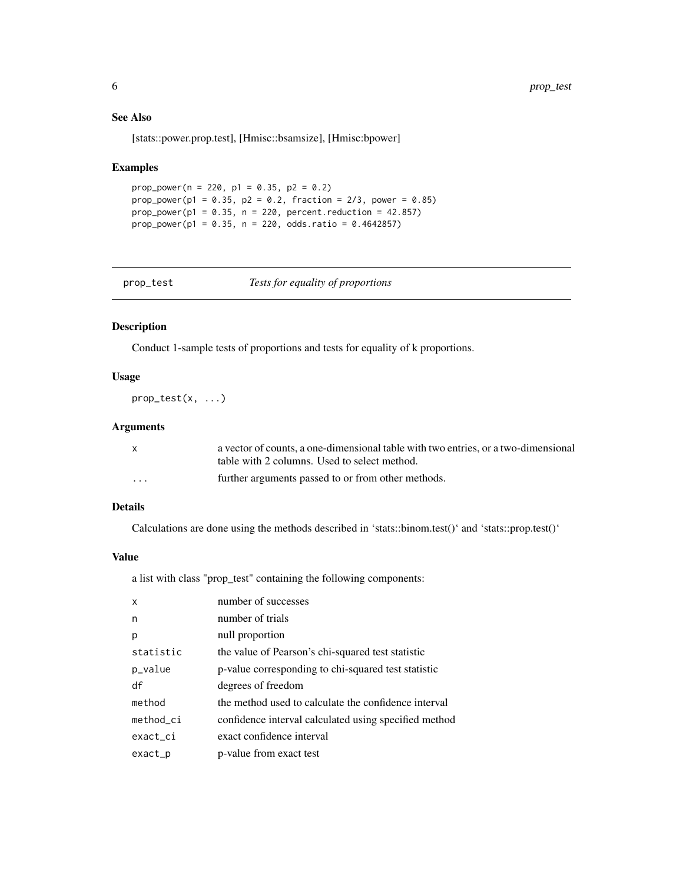### See Also

[stats::power.prop.test], [Hmisc::bsamsize], [Hmisc:bpower]

### Examples

```
prop_power(n = 220, p1 = 0.35, p2 = 0.2)
prop_power(p1 = 0.35, p2 = 0.2, fraction = 2/3, power = 0.85)
prop_power(p1 = 0.35, n = 220, percent.reduction = 42.857)
prop_power(p1 = 0.35, n = 220, odds.ratio = 0.4642857)
```

---

## prop_test — *Tests for equality of proportions*

---

### Description

Conduct 1-sample tests of proportions and tests for equality of k proportions.

### Usage

```
prop_test(x, ...)
```

### Arguments

| | |
|---|---|
| `x` | a vector of counts, a one-dimensional table with two entries, or a two-dimensional table with 2 columns. Used to select method. |
| `...` | further arguments passed to or from other methods. |

### Details

Calculations are done using the methods described in 'stats::binom.test()' and 'stats::prop.test()'

### Value

a list with class "prop_test" containing the following components:

| | |
|---|---|
| `x` | number of successes |
| `n` | number of trials |
| `p` | null proportion |
| `statistic` | the value of Pearson's chi-squared test statistic |
| `p_value` | p-value corresponding to chi-squared test statistic |
| `df` | degrees of freedom |
| `method` | the method used to calculate the confidence interval |
| `method_ci` | confidence interval calculated using specified method |
| `exact_ci` | exact confidence interval |
| `exact_p` | p-value from exact test |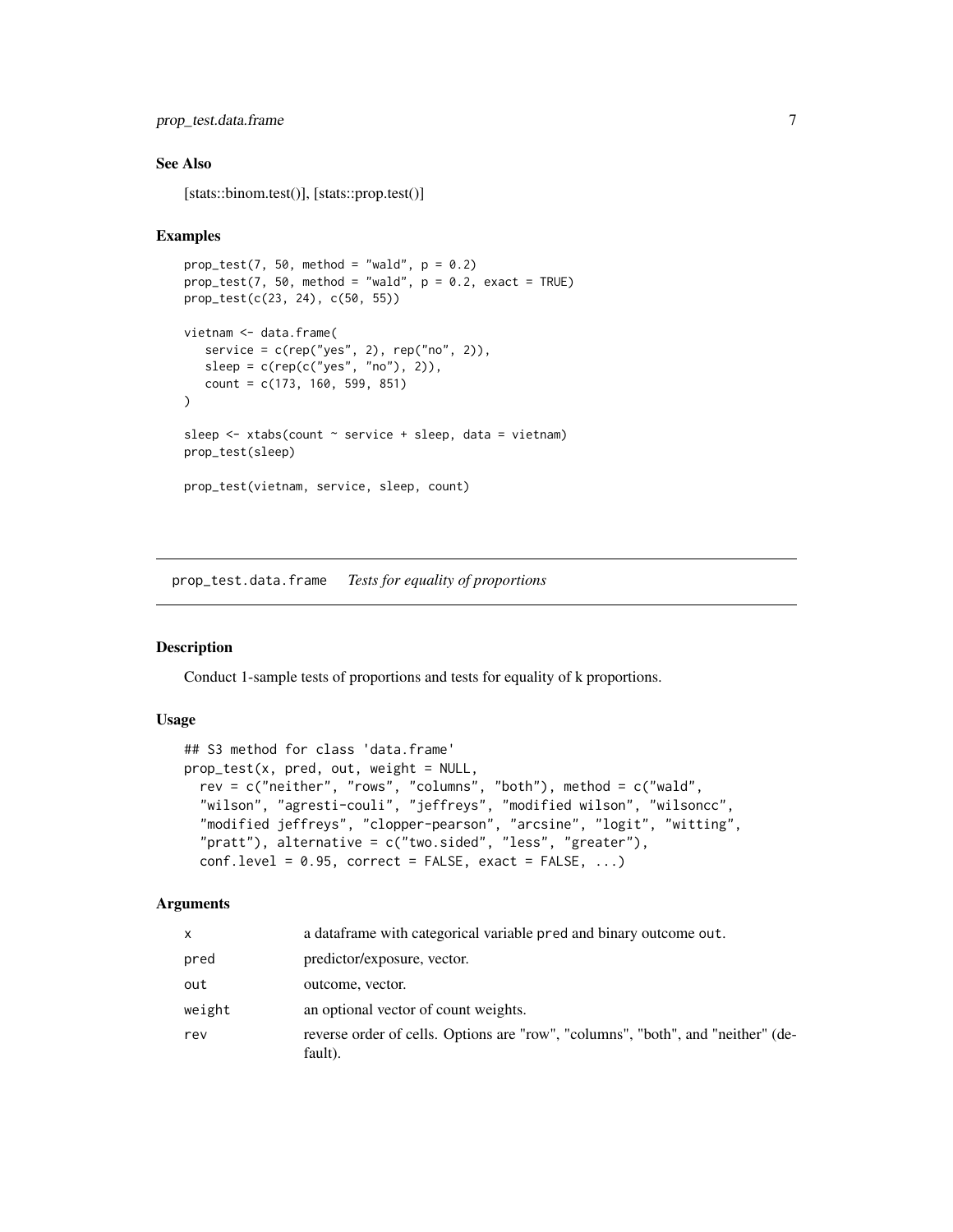## See Also

[stats::binom.test()], [stats::prop.test()]

## Examples

```
prop_test(7, 50, method = "wald", p = 0.2)
prop_test(7, 50, method = "wald", p = 0.2, exact = TRUE)
prop_test(c(23, 24), c(50, 55))

vietnam <- data.frame(
   service = c(rep("yes", 2), rep("no", 2)),
   sleep = c(rep(c("yes", "no"), 2)),
   count = c(173, 160, 599, 851)
)

sleep <- xtabs(count ~ service + sleep, data = vietnam)
prop_test(sleep)

prop_test(vietnam, service, sleep, count)
```

---

# prop_test.data.frame *Tests for equality of proportions*

## Description

Conduct 1-sample tests of proportions and tests for equality of k proportions.

## Usage

```
## S3 method for class 'data.frame'
prop_test(x, pred, out, weight = NULL,
  rev = c("neither", "rows", "columns", "both"), method = c("wald",
  "wilson", "agresti-couli", "jeffreys", "modified wilson", "wilsoncc",
  "modified jeffreys", "clopper-pearson", "arcsine", "logit", "witting",
  "pratt"), alternative = c("two.sided", "less", "greater"),
  conf.level = 0.95, correct = FALSE, exact = FALSE, ...)
```

## Arguments

| | |
|---|---|
| x | a dataframe with categorical variable pred and binary outcome out. |
| pred | predictor/exposure, vector. |
| out | outcome, vector. |
| weight | an optional vector of count weights. |
| rev | reverse order of cells. Options are "row", "columns", "both", and "neither" (default). |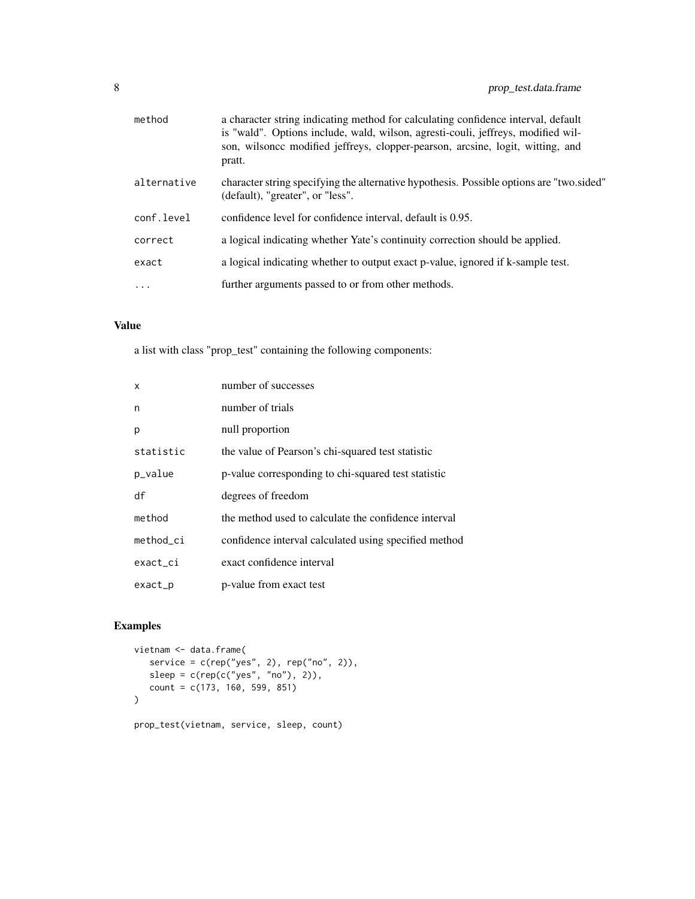| | |
|---|---|
| method | a character string indicating method for calculating confidence interval, default is "wald". Options include, wald, wilson, agresti-couli, jeffreys, modified wilson, wilsoncc modified jeffreys, clopper-pearson, arcsine, logit, witting, and pratt. |
| alternative | character string specifying the alternative hypothesis. Possible options are "two.sided" (default), "greater", or "less". |
| conf.level | confidence level for confidence interval, default is 0.95. |
| correct | a logical indicating whether Yate's continuity correction should be applied. |
| exact | a logical indicating whether to output exact p-value, ignored if k-sample test. |
| ... | further arguments passed to or from other methods. |

## Value

a list with class "prop_test" containing the following components:

| | |
|---|---|
| x | number of successes |
| n | number of trials |
| p | null proportion |
| statistic | the value of Pearson's chi-squared test statistic |
| p_value | p-value corresponding to chi-squared test statistic |
| df | degrees of freedom |
| method | the method used to calculate the confidence interval |
| method_ci | confidence interval calculated using specified method |
| exact_ci | exact confidence interval |
| exact_p | p-value from exact test |

## Examples

```
vietnam <- data.frame(
   service = c(rep("yes", 2), rep("no", 2)),
   sleep = c(rep(c("yes", "no"), 2)),
   count = c(173, 160, 599, 851)
)

prop_test(vietnam, service, sleep, count)
```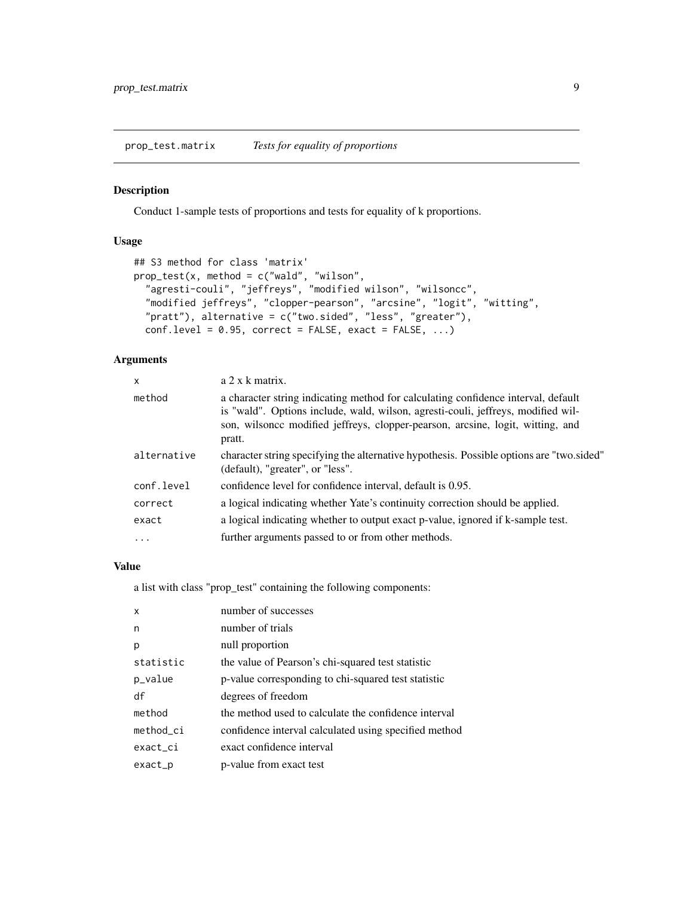## prop_test.matrix — *Tests for equality of proportions*

### Description

Conduct 1-sample tests of proportions and tests for equality of k proportions.

### Usage

```
## S3 method for class 'matrix'
prop_test(x, method = c("wald", "wilson",
  "agresti-couli", "jeffreys", "modified wilson", "wilsoncc",
  "modified jeffreys", "clopper-pearson", "arcsine", "logit", "witting",
  "pratt"), alternative = c("two.sided", "less", "greater"),
  conf.level = 0.95, correct = FALSE, exact = FALSE, ...)
```

### Arguments

| | |
|---|---|
| x | a 2 x k matrix. |
| method | a character string indicating method for calculating confidence interval, default is "wald". Options include, wald, wilson, agresti-couli, jeffreys, modified wilson, wilsoncc modified jeffreys, clopper-pearson, arcsine, logit, witting, and pratt. |
| alternative | character string specifying the alternative hypothesis. Possible options are "two.sided" (default), "greater", or "less". |
| conf.level | confidence level for confidence interval, default is 0.95. |
| correct | a logical indicating whether Yate's continuity correction should be applied. |
| exact | a logical indicating whether to output exact p-value, ignored if k-sample test. |
| ... | further arguments passed to or from other methods. |

### Value

a list with class "prop_test" containing the following components:

| | |
|---|---|
| x | number of successes |
| n | number of trials |
| p | null proportion |
| statistic | the value of Pearson's chi-squared test statistic |
| p_value | p-value corresponding to chi-squared test statistic |
| df | degrees of freedom |
| method | the method used to calculate the confidence interval |
| method_ci | confidence interval calculated using specified method |
| exact_ci | exact confidence interval |
| exact_p | p-value from exact test |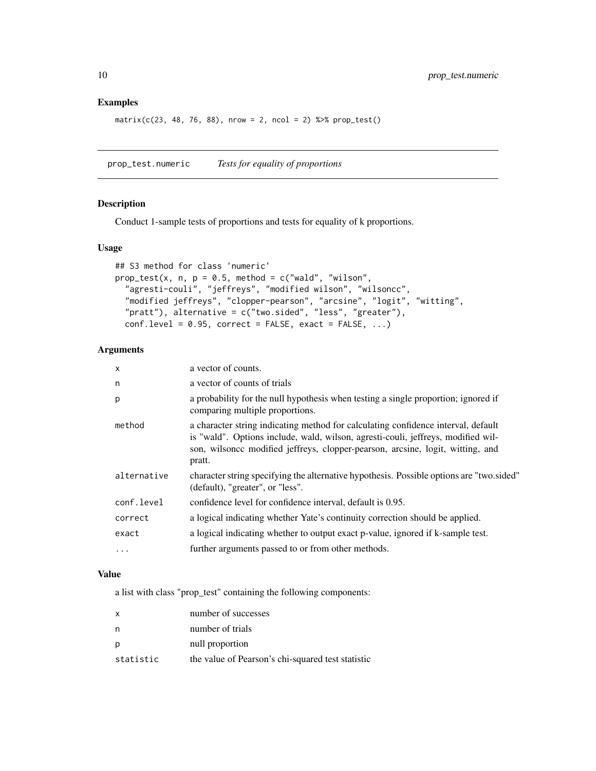## Examples

```
matrix(c(23, 48, 76, 88), nrow = 2, ncol = 2) %>% prop_test()
```

---

## prop_test.numeric    *Tests for equality of proportions*

---

### Description

Conduct 1-sample tests of proportions and tests for equality of k proportions.

### Usage

```
## S3 method for class 'numeric'
prop_test(x, n, p = 0.5, method = c("wald", "wilson",
  "agresti-couli", "jeffreys", "modified wilson", "wilsoncc",
  "modified jeffreys", "clopper-pearson", "arcsine", "logit", "witting",
  "pratt"), alternative = c("two.sided", "less", "greater"),
  conf.level = 0.95, correct = FALSE, exact = FALSE, ...)
```

### Arguments

| | |
|---|---|
| `x` | a vector of counts. |
| `n` | a vector of counts of trials |
| `p` | a probability for the null hypothesis when testing a single proportion; ignored if comparing multiple proportions. |
| `method` | a character string indicating method for calculating confidence interval, default is "wald". Options include, wald, wilson, agresti-couli, jeffreys, modified wilson, wilsoncc modified jeffreys, clopper-pearson, arcsine, logit, witting, and pratt. |
| `alternative` | character string specifying the alternative hypothesis. Possible options are "two.sided" (default), "greater", or "less". |
| `conf.level` | confidence level for confidence interval, default is 0.95. |
| `correct` | a logical indicating whether Yate's continuity correction should be applied. |
| `exact` | a logical indicating whether to output exact p-value, ignored if k-sample test. |
| `...` | further arguments passed to or from other methods. |

### Value

a list with class "prop_test" containing the following components:

| | |
|---|---|
| `x` | number of successes |
| `n` | number of trials |
| `p` | null proportion |
| `statistic` | the value of Pearson's chi-squared test statistic |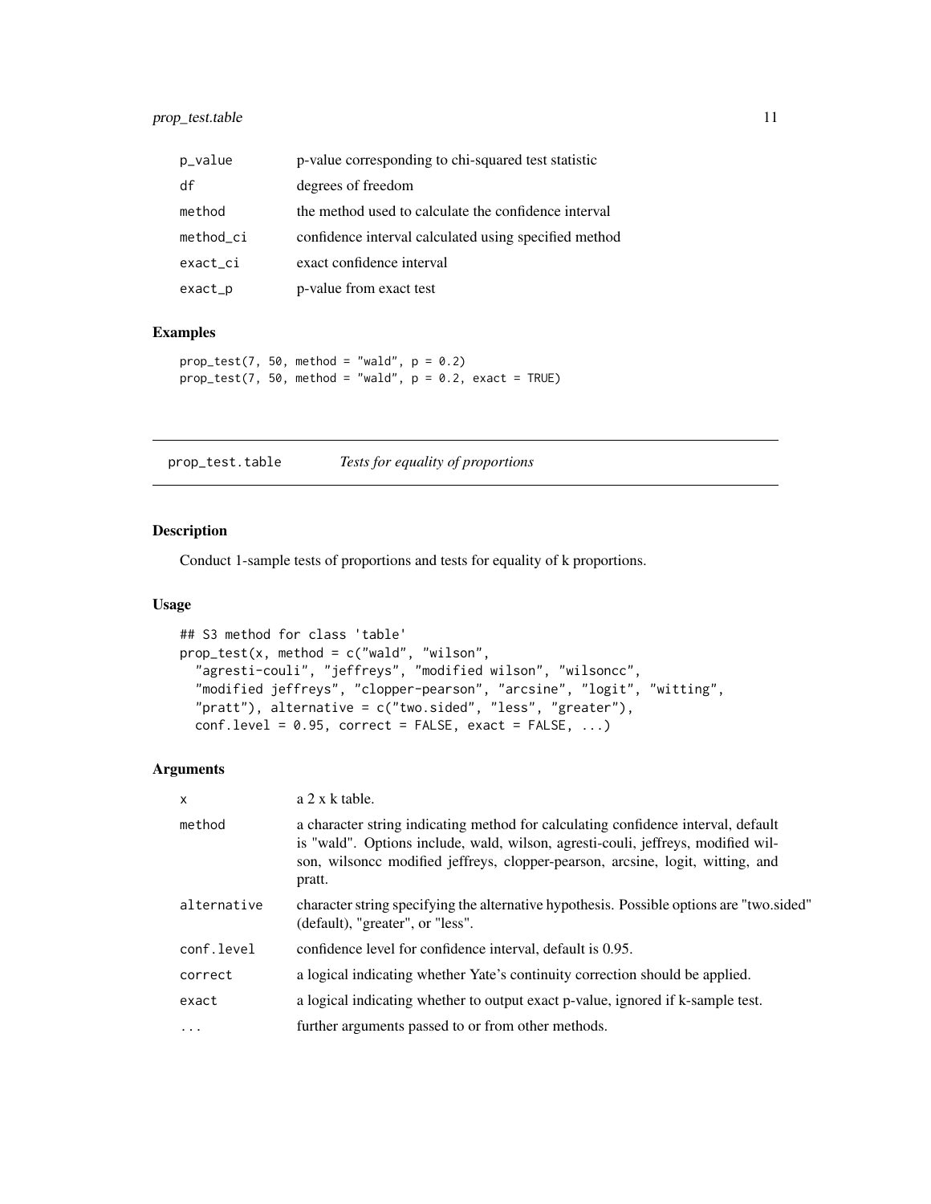| | |
|---|---|
| p_value | p-value corresponding to chi-squared test statistic |
| df | degrees of freedom |
| method | the method used to calculate the confidence interval |
| method_ci | confidence interval calculated using specified method |
| exact_ci | exact confidence interval |
| exact_p | p-value from exact test |

## Examples

```
prop_test(7, 50, method = "wald", p = 0.2)
prop_test(7, 50, method = "wald", p = 0.2, exact = TRUE)
```

---

# prop_test.table — *Tests for equality of proportions*

---

## Description

Conduct 1-sample tests of proportions and tests for equality of k proportions.

## Usage

```
## S3 method for class 'table'
prop_test(x, method = c("wald", "wilson",
  "agresti-couli", "jeffreys", "modified wilson", "wilsoncc",
  "modified jeffreys", "clopper-pearson", "arcsine", "logit", "witting",
  "pratt"), alternative = c("two.sided", "less", "greater"),
  conf.level = 0.95, correct = FALSE, exact = FALSE, ...)
```

## Arguments

| | |
|---|---|
| x | a 2 x k table. |
| method | a character string indicating method for calculating confidence interval, default is "wald". Options include, wald, wilson, agresti-couli, jeffreys, modified wilson, wilsoncc modified jeffreys, clopper-pearson, arcsine, logit, witting, and pratt. |
| alternative | character string specifying the alternative hypothesis. Possible options are "two.sided" (default), "greater", or "less". |
| conf.level | confidence level for confidence interval, default is 0.95. |
| correct | a logical indicating whether Yate's continuity correction should be applied. |
| exact | a logical indicating whether to output exact p-value, ignored if k-sample test. |
| ... | further arguments passed to or from other methods. |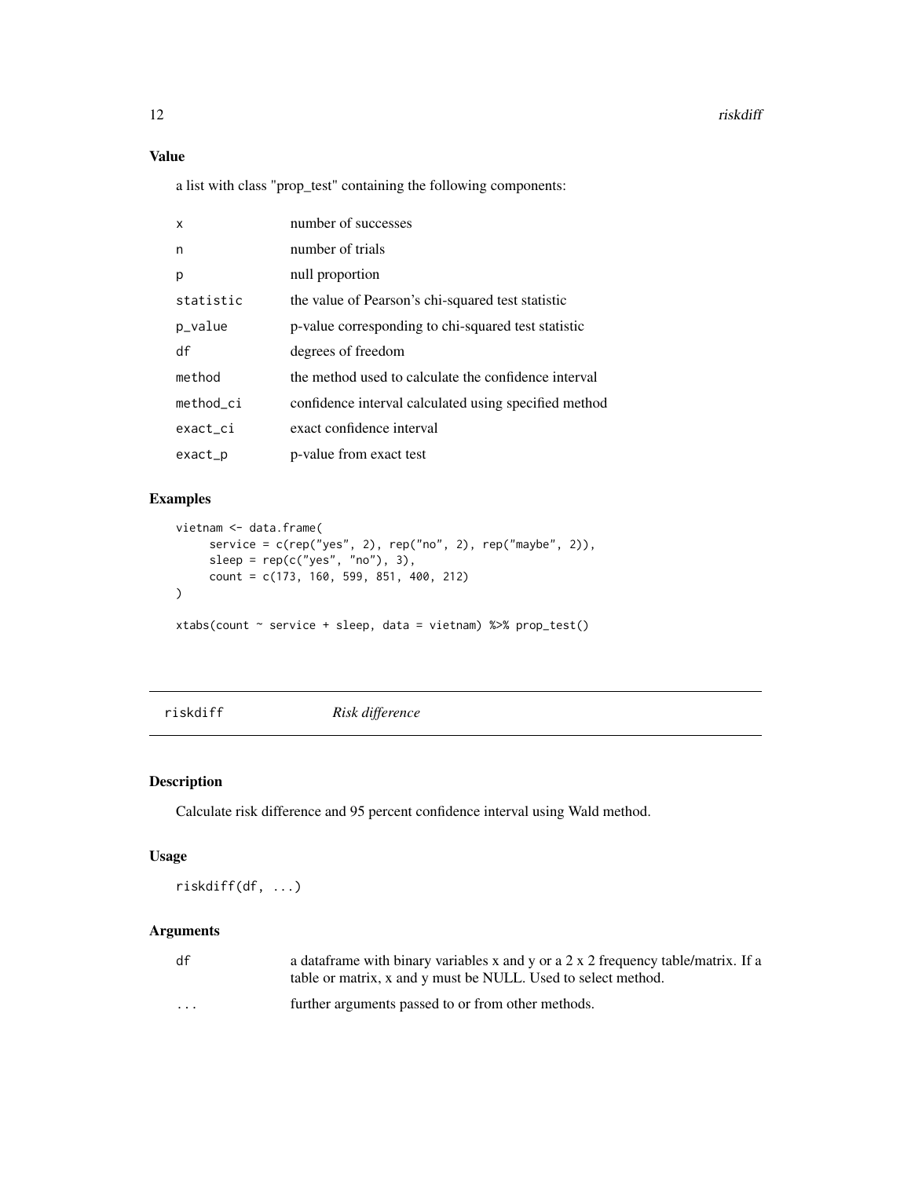### Value

a list with class "prop_test" containing the following components:

| | |
|---|---|
| x | number of successes |
| n | number of trials |
| p | null proportion |
| statistic | the value of Pearson's chi-squared test statistic |
| p_value | p-value corresponding to chi-squared test statistic |
| df | degrees of freedom |
| method | the method used to calculate the confidence interval |
| method_ci | confidence interval calculated using specified method |
| exact_ci | exact confidence interval |
| exact_p | p-value from exact test |

### Examples

```
vietnam <- data.frame(
     service = c(rep("yes", 2), rep("no", 2), rep("maybe", 2)),
     sleep = rep(c("yes", "no"), 3),
     count = c(173, 160, 599, 851, 400, 212)
)

xtabs(count ~ service + sleep, data = vietnam) %>% prop_test()
```

---

## riskdiff *Risk difference*

---

### Description

Calculate risk difference and 95 percent confidence interval using Wald method.

### Usage

```
riskdiff(df, ...)
```

### Arguments

| | |
|---|---|
| df | a dataframe with binary variables x and y or a 2 x 2 frequency table/matrix. If a table or matrix, x and y must be NULL. Used to select method. |
| ... | further arguments passed to or from other methods. |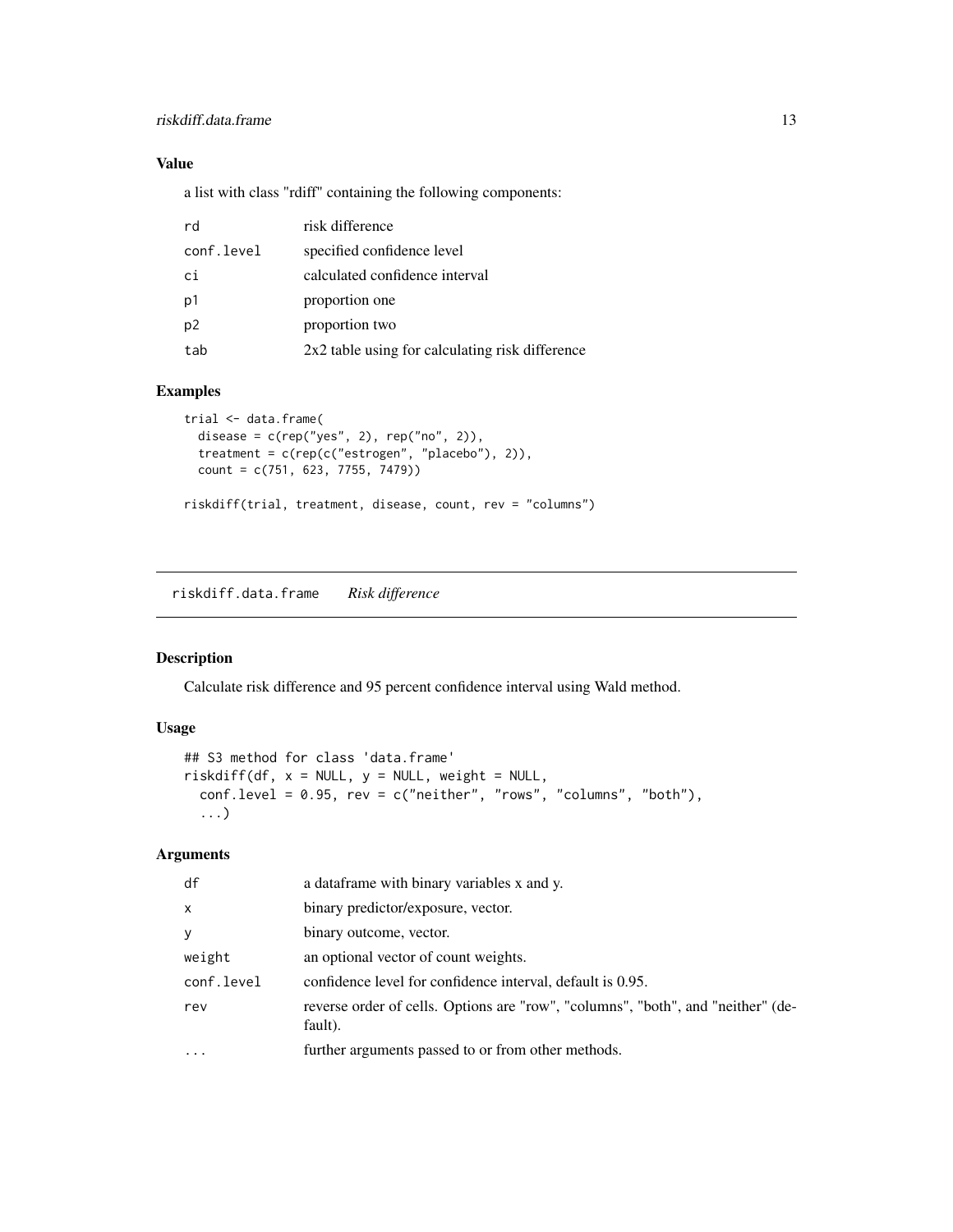### Value

a list with class "rdiff" containing the following components:

| | |
|---|---|
| rd | risk difference |
| conf.level | specified confidence level |
| ci | calculated confidence interval |
| p1 | proportion one |
| p2 | proportion two |
| tab | 2x2 table using for calculating risk difference |

### Examples

```
trial <- data.frame(
  disease = c(rep("yes", 2), rep("no", 2)),
  treatment = c(rep(c("estrogen", "placebo"), 2)),
  count = c(751, 623, 7755, 7479))

riskdiff(trial, treatment, disease, count, rev = "columns")
```

---

## riskdiff.data.frame    *Risk difference*

---

### Description

Calculate risk difference and 95 percent confidence interval using Wald method.

### Usage

```
## S3 method for class 'data.frame'
riskdiff(df, x = NULL, y = NULL, weight = NULL,
  conf.level = 0.95, rev = c("neither", "rows", "columns", "both"),
  ...)
```

### Arguments

| | |
|---|---|
| df | a dataframe with binary variables x and y. |
| x | binary predictor/exposure, vector. |
| y | binary outcome, vector. |
| weight | an optional vector of count weights. |
| conf.level | confidence level for confidence interval, default is 0.95. |
| rev | reverse order of cells. Options are "row", "columns", "both", and "neither" (default). |
| ... | further arguments passed to or from other methods. |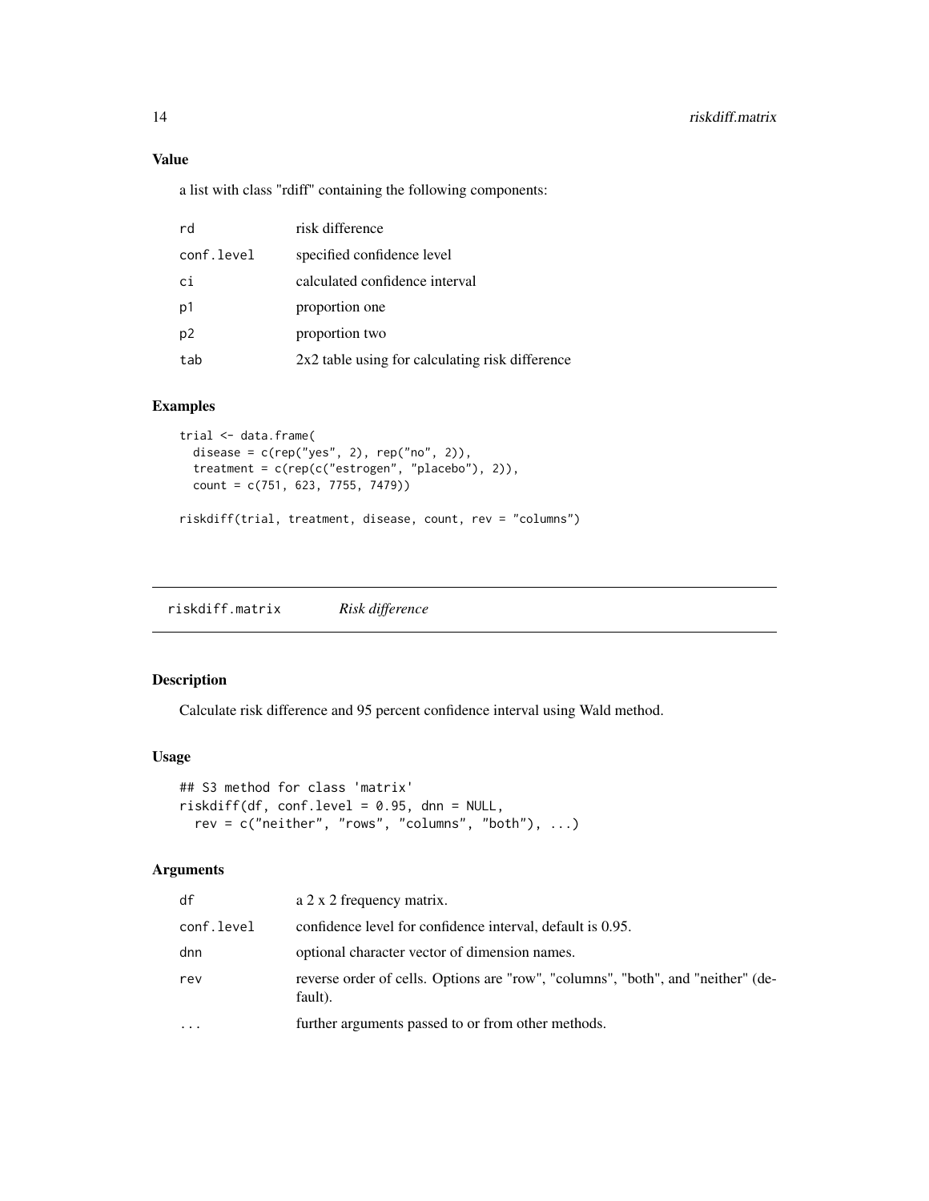### Value

a list with class "rdiff" containing the following components:

| | |
|---|---|
| rd | risk difference |
| conf.level | specified confidence level |
| ci | calculated confidence interval |
| p1 | proportion one |
| p2 | proportion two |
| tab | 2x2 table using for calculating risk difference |

### Examples

```
trial <- data.frame(
  disease = c(rep("yes", 2), rep("no", 2)),
  treatment = c(rep(c("estrogen", "placebo"), 2)),
  count = c(751, 623, 7755, 7479))

riskdiff(trial, treatment, disease, count, rev = "columns")
```

---

## riskdiff.matrix *Risk difference*

---

### Description

Calculate risk difference and 95 percent confidence interval using Wald method.

### Usage

```
## S3 method for class 'matrix'
riskdiff(df, conf.level = 0.95, dnn = NULL,
  rev = c("neither", "rows", "columns", "both"), ...)
```

### Arguments

| | |
|---|---|
| df | a 2 x 2 frequency matrix. |
| conf.level | confidence level for confidence interval, default is 0.95. |
| dnn | optional character vector of dimension names. |
| rev | reverse order of cells. Options are "row", "columns", "both", and "neither" (default). |
| ... | further arguments passed to or from other methods. |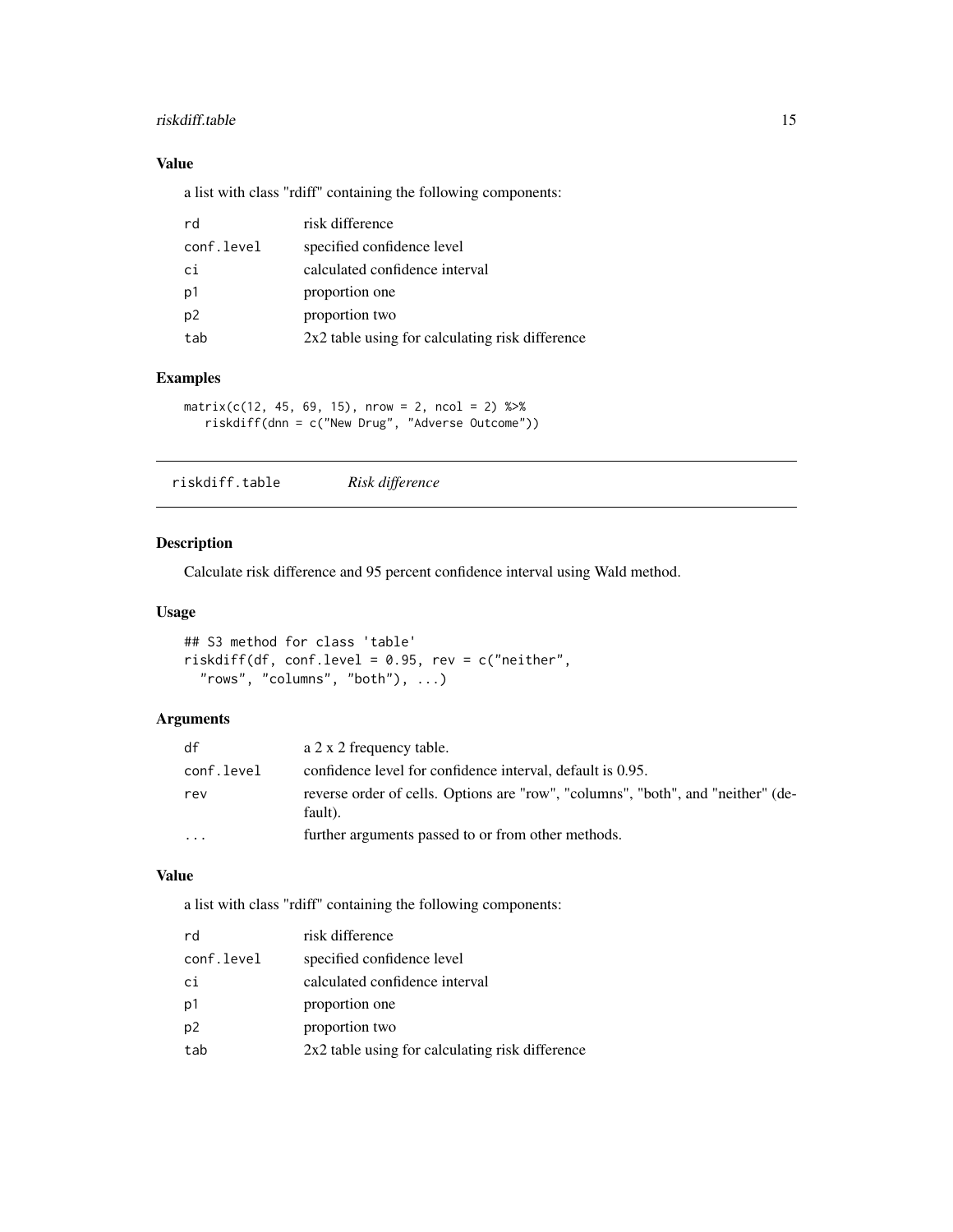### Value

a list with class "rdiff" containing the following components:

| | |
|---|---|
| rd | risk difference |
| conf.level | specified confidence level |
| ci | calculated confidence interval |
| p1 | proportion one |
| p2 | proportion two |
| tab | 2x2 table using for calculating risk difference |

### Examples

```
matrix(c(12, 45, 69, 15), nrow = 2, ncol = 2) %>%
   riskdiff(dnn = c("New Drug", "Adverse Outcome"))
```

---

## riskdiff.table    *Risk difference*

---

### Description

Calculate risk difference and 95 percent confidence interval using Wald method.

### Usage

```
## S3 method for class 'table'
riskdiff(df, conf.level = 0.95, rev = c("neither",
  "rows", "columns", "both"), ...)
```

### Arguments

| | |
|---|---|
| df | a 2 x 2 frequency table. |
| conf.level | confidence level for confidence interval, default is 0.95. |
| rev | reverse order of cells. Options are "row", "columns", "both", and "neither" (default). |
| ... | further arguments passed to or from other methods. |

### Value

a list with class "rdiff" containing the following components:

| | |
|---|---|
| rd | risk difference |
| conf.level | specified confidence level |
| ci | calculated confidence interval |
| p1 | proportion one |
| p2 | proportion two |
| tab | 2x2 table using for calculating risk difference |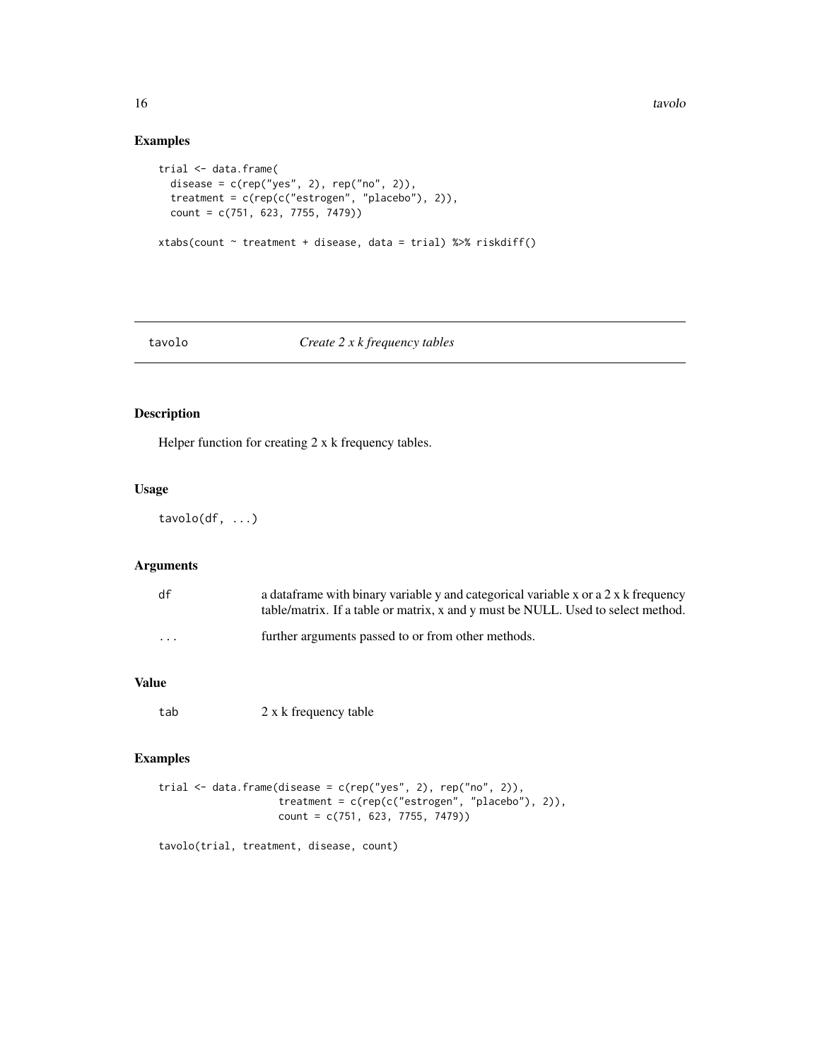## Examples

```
trial <- data.frame(
  disease = c(rep("yes", 2), rep("no", 2)),
  treatment = c(rep(c("estrogen", "placebo"), 2)),
  count = c(751, 623, 7755, 7479))

xtabs(count ~ treatment + disease, data = trial) %>% riskdiff()
```

---

# tavolo — *Create 2 x k frequency tables*

---

## Description

Helper function for creating 2 x k frequency tables.

## Usage

```
tavolo(df, ...)
```

## Arguments

| | |
|---|---|
| `df` | a dataframe with binary variable y and categorical variable x or a 2 x k frequency table/matrix. If a table or matrix, x and y must be NULL. Used to select method. |
| `...` | further arguments passed to or from other methods. |

## Value

| | |
|---|---|
| `tab` | 2 x k frequency table |

## Examples

```
trial <- data.frame(disease = c(rep("yes", 2), rep("no", 2)),
                    treatment = c(rep(c("estrogen", "placebo"), 2)),
                    count = c(751, 623, 7755, 7479))

tavolo(trial, treatment, disease, count)
```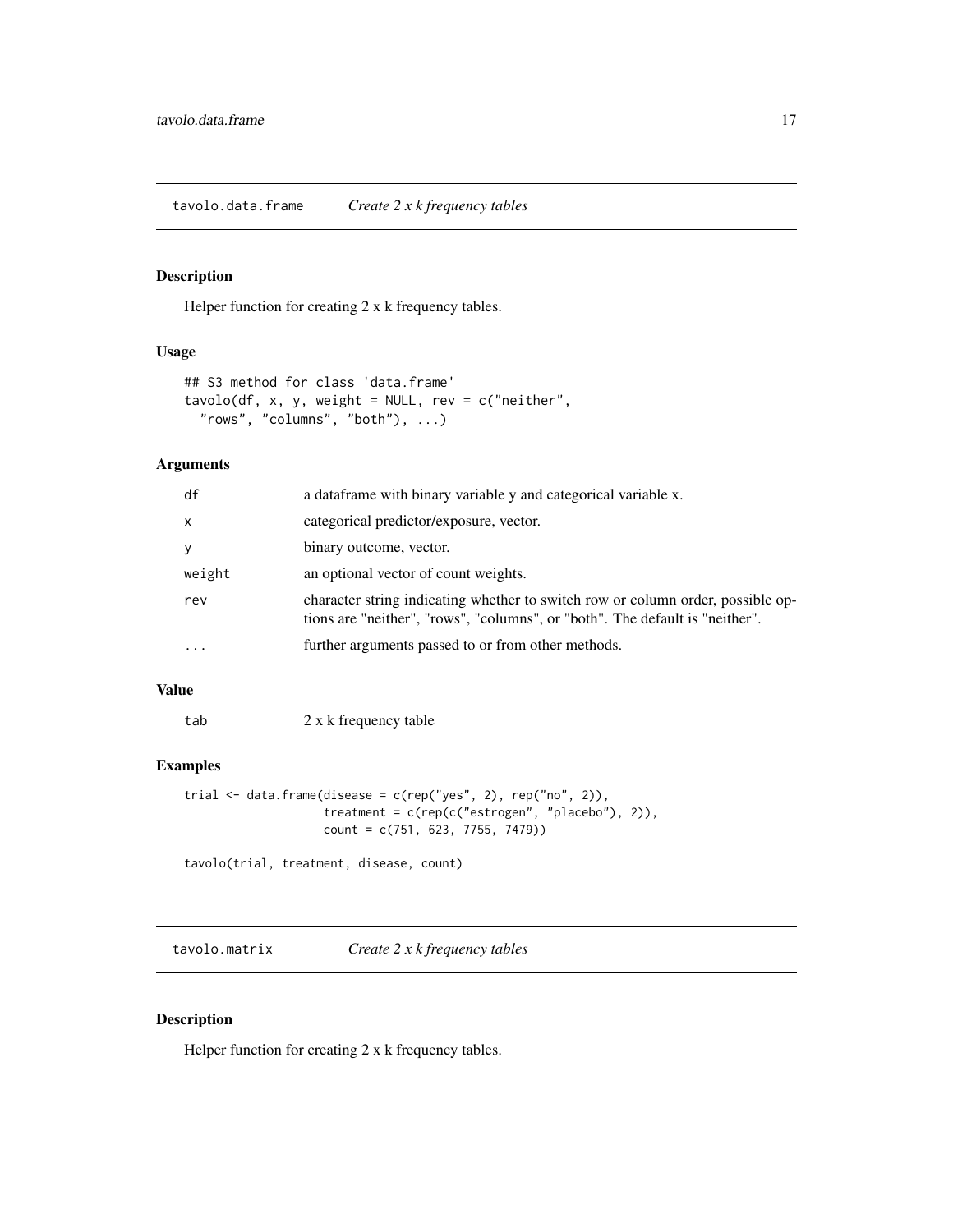## tavolo.data.frame — *Create 2 x k frequency tables*

### Description

Helper function for creating 2 x k frequency tables.

### Usage

```
## S3 method for class 'data.frame'
tavolo(df, x, y, weight = NULL, rev = c("neither",
  "rows", "columns", "both"), ...)
```

### Arguments

| | |
|---|---|
| `df` | a dataframe with binary variable y and categorical variable x. |
| `x` | categorical predictor/exposure, vector. |
| `y` | binary outcome, vector. |
| `weight` | an optional vector of count weights. |
| `rev` | character string indicating whether to switch row or column order, possible options are "neither", "rows", "columns", or "both". The default is "neither". |
| `...` | further arguments passed to or from other methods. |

### Value

| | |
|---|---|
| `tab` | 2 x k frequency table |

### Examples

```
trial <- data.frame(disease = c(rep("yes", 2), rep("no", 2)),
                    treatment = c(rep(c("estrogen", "placebo"), 2)),
                    count = c(751, 623, 7755, 7479))

tavolo(trial, treatment, disease, count)
```

## tavolo.matrix — *Create 2 x k frequency tables*

### Description

Helper function for creating 2 x k frequency tables.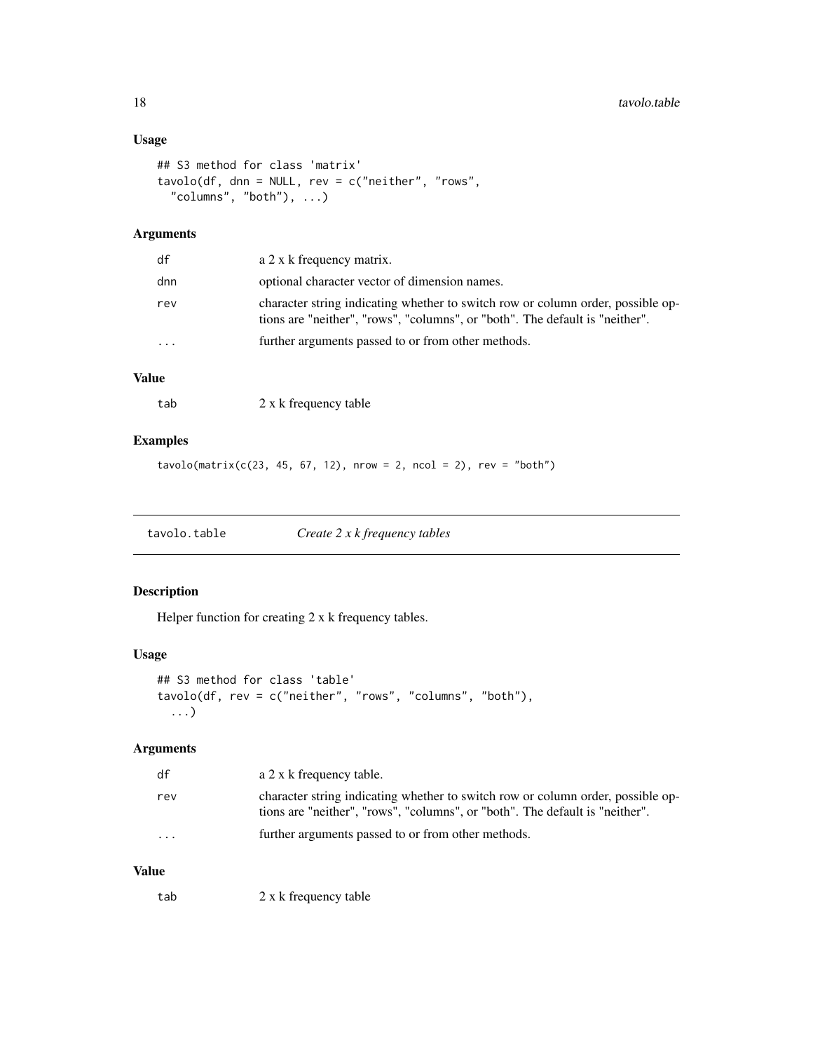### Usage

```
## S3 method for class 'matrix'
tavolo(df, dnn = NULL, rev = c("neither", "rows",
  "columns", "both"), ...)
```

### Arguments

| | |
|---|---|
| `df` | a 2 x k frequency matrix. |
| `dnn` | optional character vector of dimension names. |
| `rev` | character string indicating whether to switch row or column order, possible options are "neither", "rows", "columns", or "both". The default is "neither". |
| `...` | further arguments passed to or from other methods. |

### Value

| | |
|---|---|
| `tab` | 2 x k frequency table |

### Examples

```
tavolo(matrix(c(23, 45, 67, 12), nrow = 2, ncol = 2), rev = "both")
```

---

## `tavolo.table` *Create 2 x k frequency tables*

### Description

Helper function for creating 2 x k frequency tables.

### Usage

```
## S3 method for class 'table'
tavolo(df, rev = c("neither", "rows", "columns", "both"),
  ...)
```

### Arguments

| | |
|---|---|
| `df` | a 2 x k frequency table. |
| `rev` | character string indicating whether to switch row or column order, possible options are "neither", "rows", "columns", or "both". The default is "neither". |
| `...` | further arguments passed to or from other methods. |

### Value

| | |
|---|---|
| `tab` | 2 x k frequency table |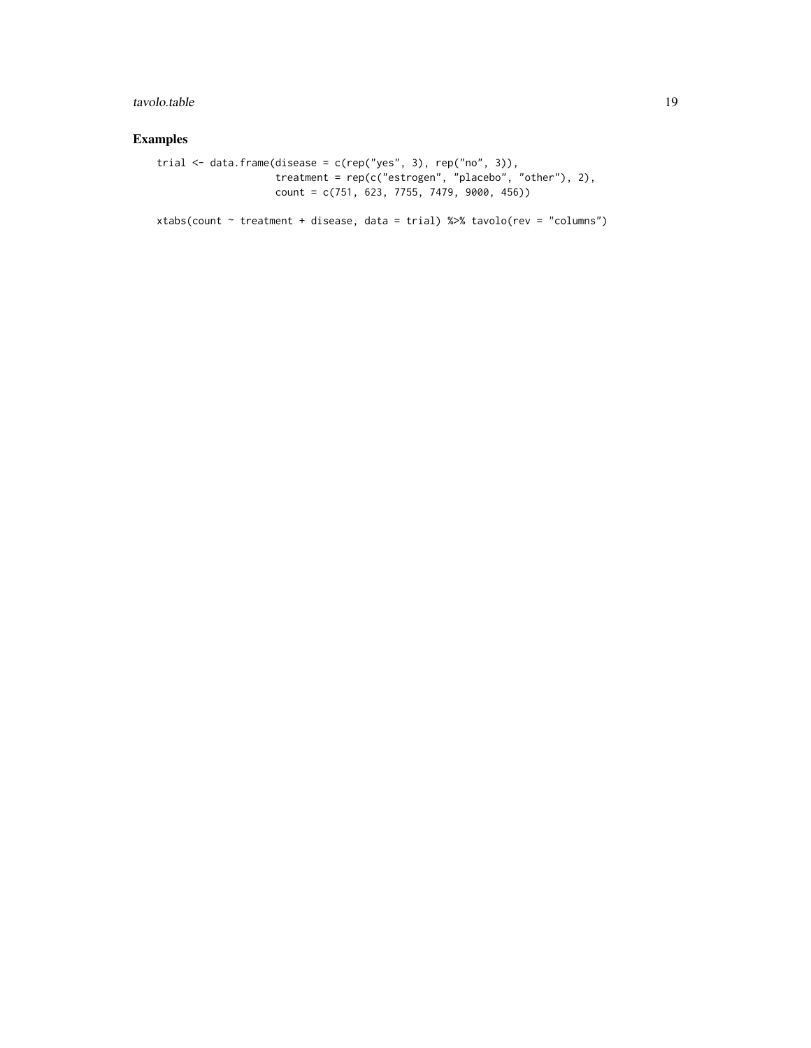## Examples

```
trial <- data.frame(disease = c(rep("yes", 3), rep("no", 3)),
                    treatment = rep(c("estrogen", "placebo", "other"), 2),
                    count = c(751, 623, 7755, 7479, 9000, 456))

xtabs(count ~ treatment + disease, data = trial) %>% tavolo(rev = "columns")
```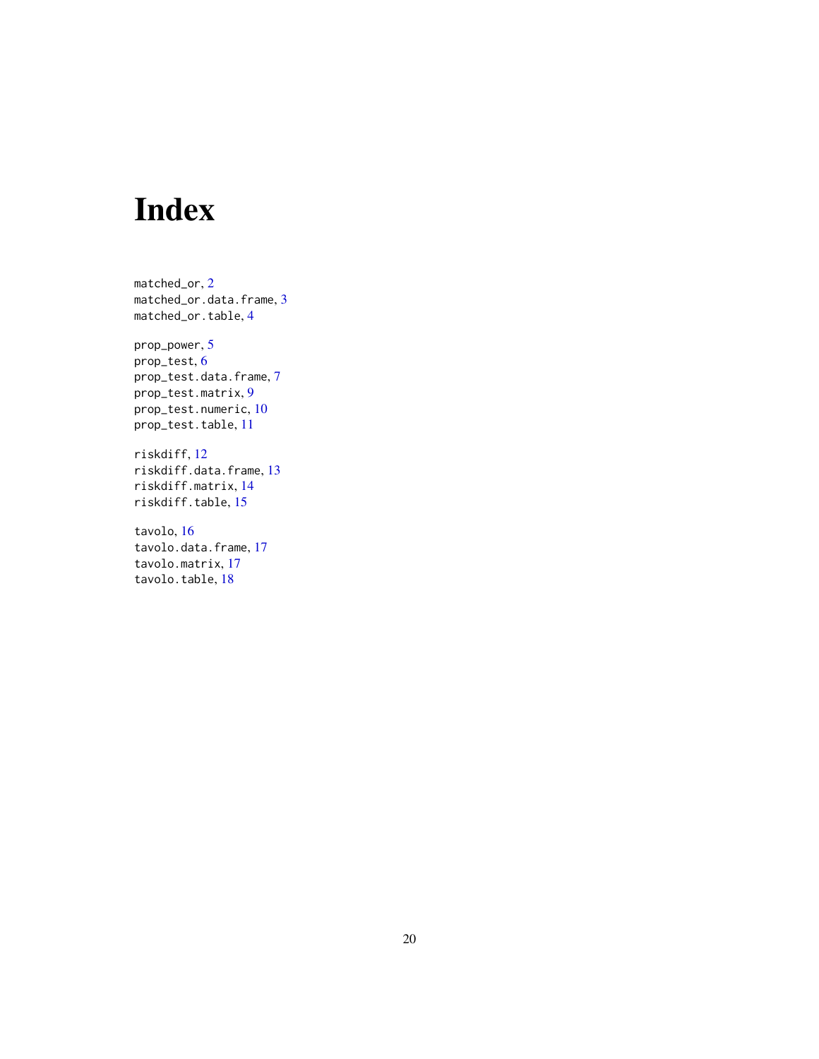# Index

matched_or, 2
matched_or.data.frame, 3
matched_or.table, 4

prop_power, 5
prop_test, 6
prop_test.data.frame, 7
prop_test.matrix, 9
prop_test.numeric, 10
prop_test.table, 11

riskdiff, 12
riskdiff.data.frame, 13
riskdiff.matrix, 14
riskdiff.table, 15

tavolo, 16
tavolo.data.frame, 17
tavolo.matrix, 17
tavolo.table, 18